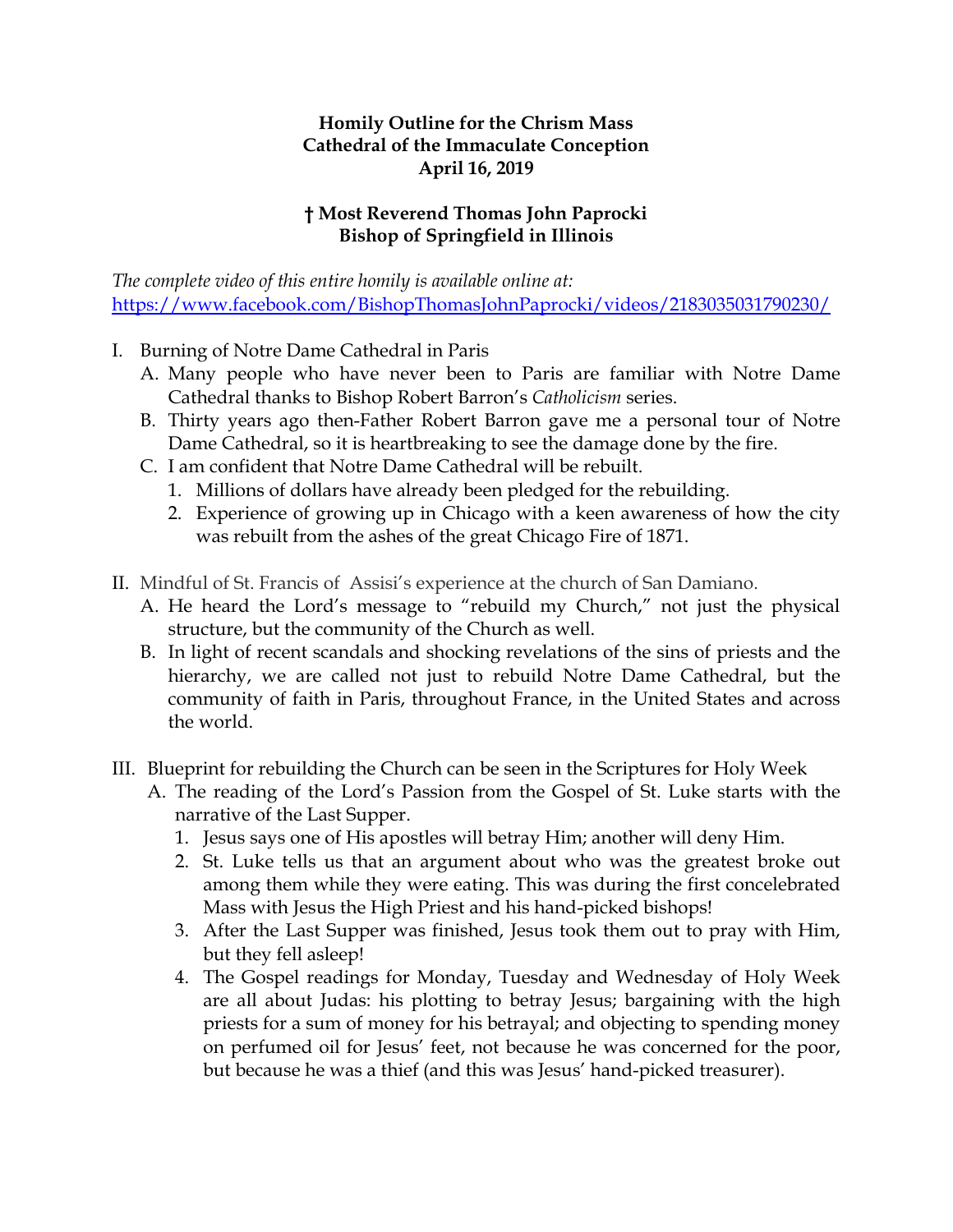**Homily Outline for the Chrism Mass**
**Cathedral of the Immaculate Conception**
**April 16, 2019**

**† Most Reverend Thomas John Paprocki**
**Bishop of Springfield in Illinois**

*The complete video of this entire homily is available online at:*
[https://www.facebook.com/BishopThomasJohnPaprocki/videos/2183035031790230/](https://www.facebook.com/BishopThomasJohnPaprocki/videos/2183035031790230/)

I. Burning of Notre Dame Cathedral in Paris
   A. Many people who have never been to Paris are familiar with Notre Dame Cathedral thanks to Bishop Robert Barron's *Catholicism* series.
   B. Thirty years ago then-Father Robert Barron gave me a personal tour of Notre Dame Cathedral, so it is heartbreaking to see the damage done by the fire.
   C. I am confident that Notre Dame Cathedral will be rebuilt.
      1. Millions of dollars have already been pledged for the rebuilding.
      2. Experience of growing up in Chicago with a keen awareness of how the city was rebuilt from the ashes of the great Chicago Fire of 1871.

II. Mindful of St. Francis of Assisi's experience at the church of San Damiano.
   A. He heard the Lord's message to "rebuild my Church," not just the physical structure, but the community of the Church as well.
   B. In light of recent scandals and shocking revelations of the sins of priests and the hierarchy, we are called not just to rebuild Notre Dame Cathedral, but the community of faith in Paris, throughout France, in the United States and across the world.

III. Blueprint for rebuilding the Church can be seen in the Scriptures for Holy Week
   A. The reading of the Lord's Passion from the Gospel of St. Luke starts with the narrative of the Last Supper.
      1. Jesus says one of His apostles will betray Him; another will deny Him.
      2. St. Luke tells us that an argument about who was the greatest broke out among them while they were eating. This was during the first concelebrated Mass with Jesus the High Priest and his hand-picked bishops!
      3. After the Last Supper was finished, Jesus took them out to pray with Him, but they fell asleep!
      4. The Gospel readings for Monday, Tuesday and Wednesday of Holy Week are all about Judas: his plotting to betray Jesus; bargaining with the high priests for a sum of money for his betrayal; and objecting to spending money on perfumed oil for Jesus' feet, not because he was concerned for the poor, but because he was a thief (and this was Jesus' hand-picked treasurer).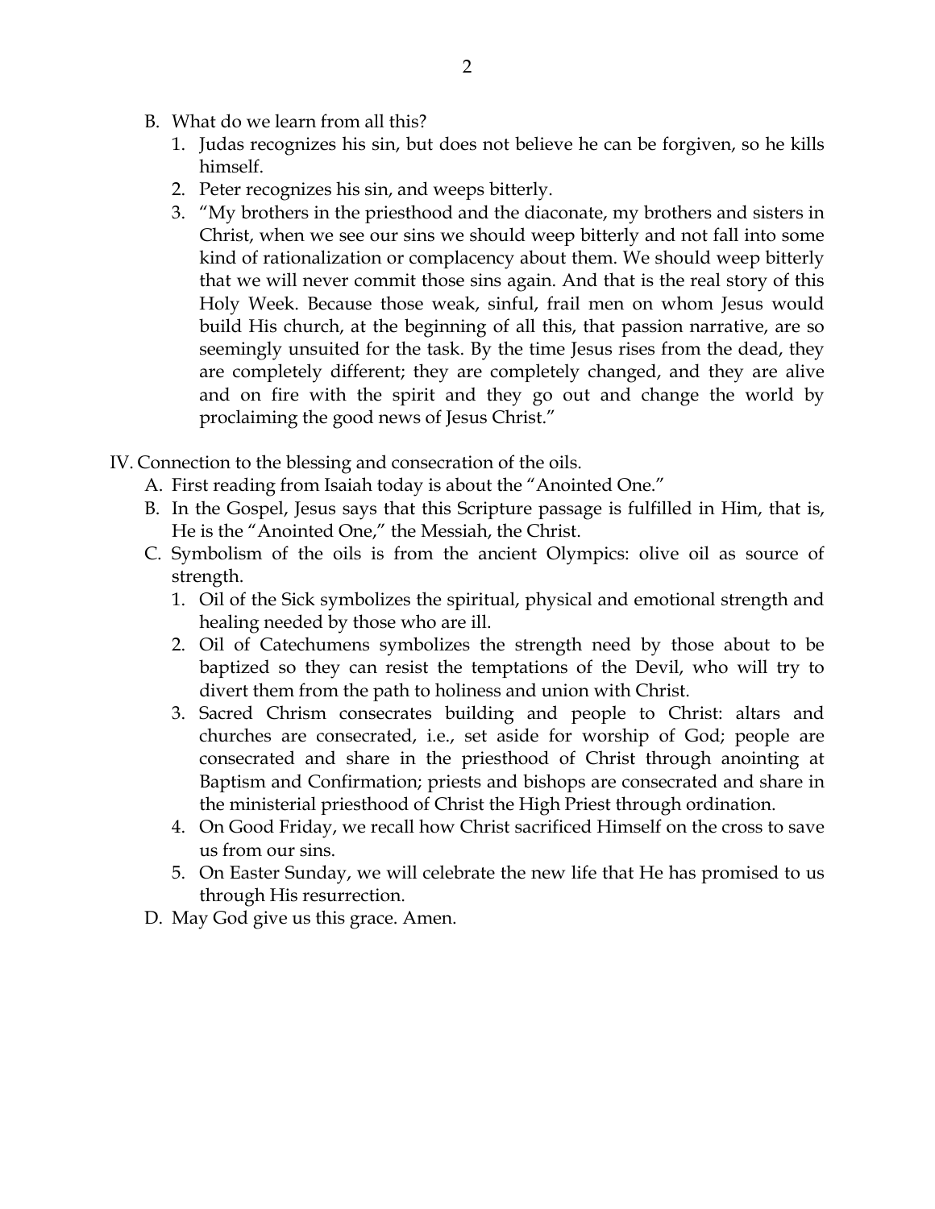B. What do we learn from all this?
   1. Judas recognizes his sin, but does not believe he can be forgiven, so he kills himself.
   2. Peter recognizes his sin, and weeps bitterly.
   3. "My brothers in the priesthood and the diaconate, my brothers and sisters in Christ, when we see our sins we should weep bitterly and not fall into some kind of rationalization or complacency about them. We should weep bitterly that we will never commit those sins again. And that is the real story of this Holy Week. Because those weak, sinful, frail men on whom Jesus would build His church, at the beginning of all this, that passion narrative, are so seemingly unsuited for the task. By the time Jesus rises from the dead, they are completely different; they are completely changed, and they are alive and on fire with the spirit and they go out and change the world by proclaiming the good news of Jesus Christ."

IV. Connection to the blessing and consecration of the oils.
   A. First reading from Isaiah today is about the "Anointed One."
   B. In the Gospel, Jesus says that this Scripture passage is fulfilled in Him, that is, He is the "Anointed One," the Messiah, the Christ.
   C. Symbolism of the oils is from the ancient Olympics: olive oil as source of strength.
      1. Oil of the Sick symbolizes the spiritual, physical and emotional strength and healing needed by those who are ill.
      2. Oil of Catechumens symbolizes the strength need by those about to be baptized so they can resist the temptations of the Devil, who will try to divert them from the path to holiness and union with Christ.
      3. Sacred Chrism consecrates building and people to Christ: altars and churches are consecrated, i.e., set aside for worship of God; people are consecrated and share in the priesthood of Christ through anointing at Baptism and Confirmation; priests and bishops are consecrated and share in the ministerial priesthood of Christ the High Priest through ordination.
      4. On Good Friday, we recall how Christ sacrificed Himself on the cross to save us from our sins.
      5. On Easter Sunday, we will celebrate the new life that He has promised to us through His resurrection.
   D. May God give us this grace. Amen.